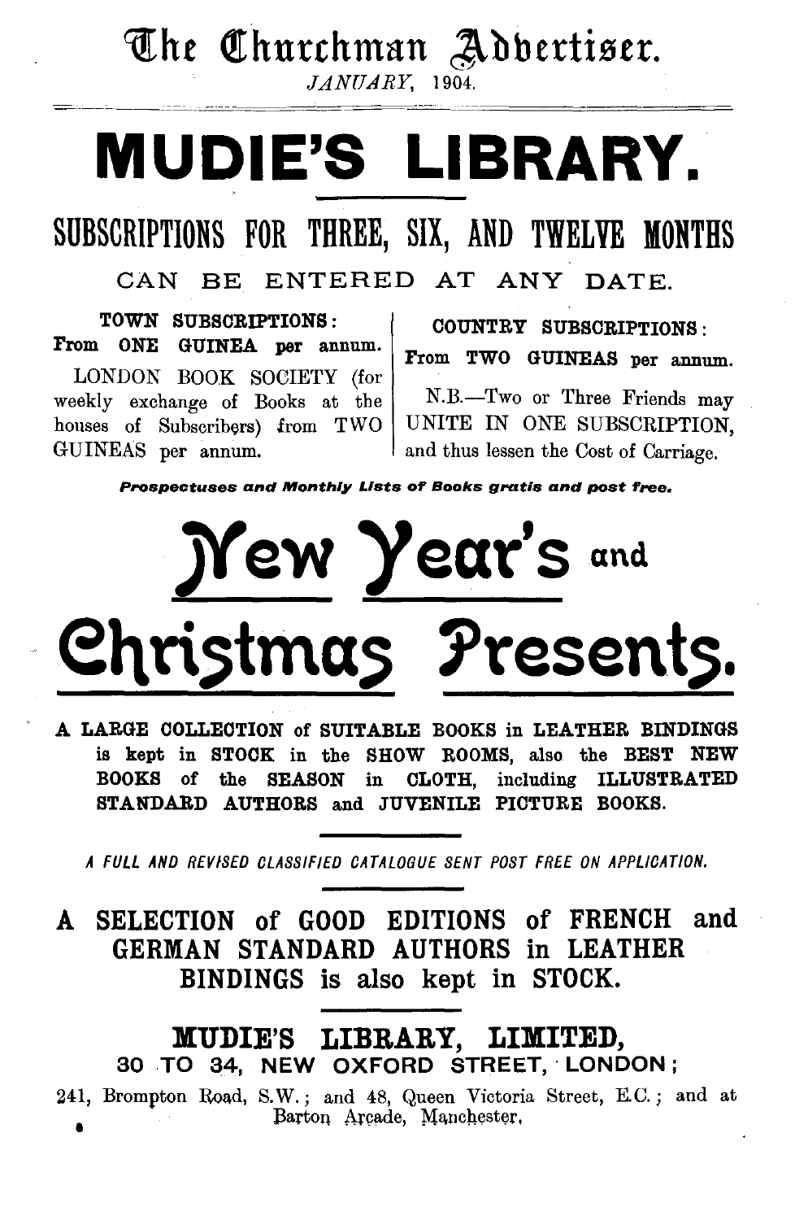# The Churchman Advertiser.

*JANUARY*, 1904.

# MUDIE'S LIBRARY.

## SUBSCRIPTIONS FOR THREE, SIX, AND TWELVE MONTHS

### CAN BE ENTERED AT ANY DATE.

**TOWN SUBSCRIPTIONS:**
**From ONE GUINEA per annum.**

LONDON BOOK SOCIETY (for weekly exchange of Books at the houses of Subscribers) from TWO GUINEAS per annum.

**COUNTRY SUBSCRIPTIONS:**
**From TWO GUINEAS per annum.**

N.B.—Two or Three Friends may UNITE IN ONE SUBSCRIPTION, and thus lessen the Cost of Carriage.

***Prospectuses and Monthly Lists of Books gratis and post free.***

# New Year's and Christmas Presents.

**A LARGE COLLECTION of SUITABLE BOOKS in LEATHER BINDINGS is kept in STOCK in the SHOW ROOMS, also the BEST NEW BOOKS of the SEASON in CLOTH, including ILLUSTRATED STANDARD AUTHORS and JUVENILE PICTURE BOOKS.**

*A FULL AND REVISED CLASSIFIED CATALOGUE SENT POST FREE ON APPLICATION.*

## A SELECTION of GOOD EDITIONS of FRENCH and GERMAN STANDARD AUTHORS in LEATHER BINDINGS is also kept in STOCK.

## MUDIE'S LIBRARY, LIMITED,

**30 TO 34, NEW OXFORD STREET, LONDON;**

241, Brompton Road, S.W.; and 48, Queen Victoria Street, E.C.; and at Barton Arcade, Manchester.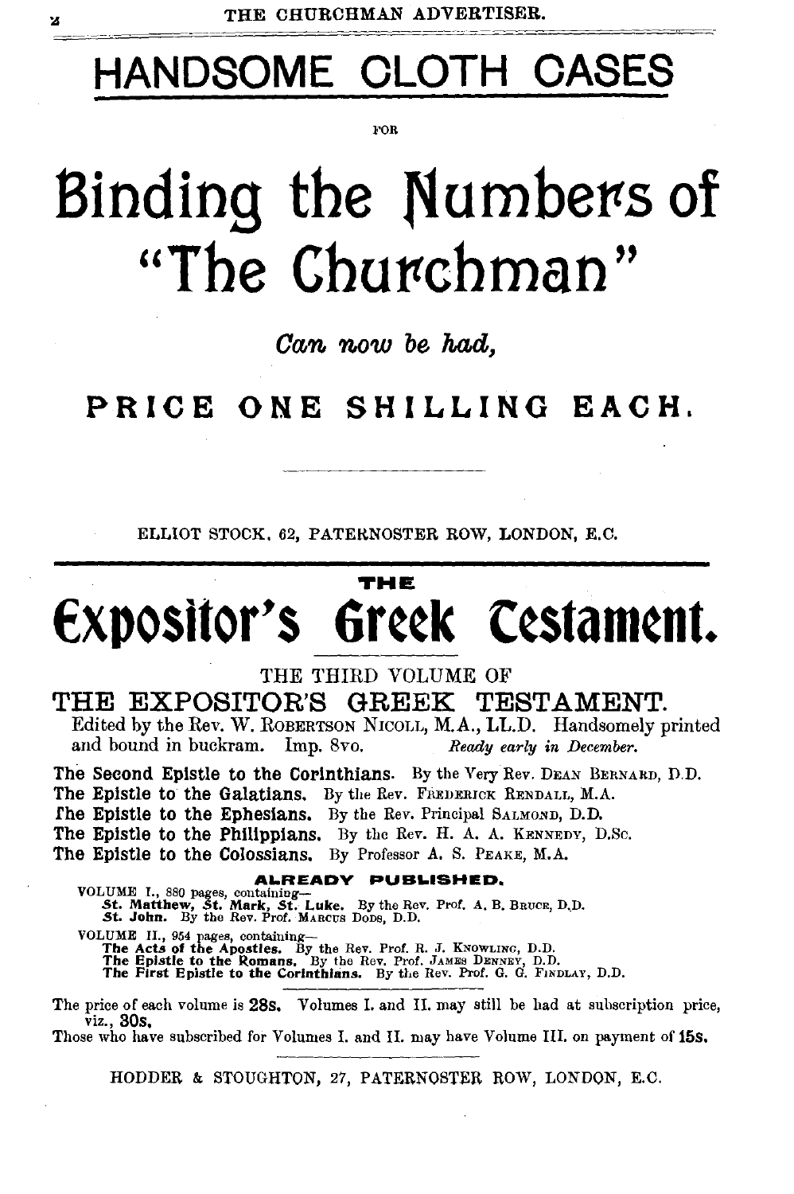# HANDSOME CLOTH CASES

FOR

# Binding the Numbers of "The Churchman"

*Can now be had,*

## PRICE ONE SHILLING EACH.

---

ELLIOT STOCK, 62, PATERNOSTER ROW, LONDON, E.C.

---

THE

# Expositor's Greek Testament.

THE THIRD VOLUME OF

## THE EXPOSITOR'S GREEK TESTAMENT.

Edited by the Rev. W. ROBERTSON NICOLL, M.A., LL.D. Handsomely printed and bound in buckram. Imp. 8vo. *Ready early in December.*

**The Second Epistle to the Corinthians.** By the Very Rev. DEAN BERNARD, D.D.
**The Epistle to the Galatians.** By the Rev. FREDERICK RENDALL, M.A.
**The Epistle to the Ephesians.** By the Rev. Principal SALMOND, D.D.
**The Epistle to the Philippians.** By the Rev. H. A. A. KENNEDY, D.Sc.
**The Epistle to the Colossians.** By Professor A. S. PEAKE, M.A.

### ALREADY PUBLISHED.

VOLUME I., 880 pages, containing—
**St. Matthew, St. Mark, St. Luke.** By the Rev. Prof. A. B. BRUCE, D.D.
**St. John.** By the Rev. Prof. MARCUS DODS, D.D.

VOLUME II., 954 pages, containing—
**The Acts of the Apostles.** By the Rev. Prof. R. J. KNOWLING, D.D.
**The Epistle to the Romans.** By the Rev. Prof. JAMES DENNEY, D.D.
**The First Epistle to the Corinthians.** By the Rev. Prof. G. G. FINDLAY, D.D.

---

The price of each volume is **28s.** Volumes I. and II. may still be had at subscription price, viz., **30s.**
Those who have subscribed for Volumes I. and II. may have Volume III. on payment of **15s.**

---

HODDER & STOUGHTON, 27, PATERNOSTER ROW, LONDON, E.C.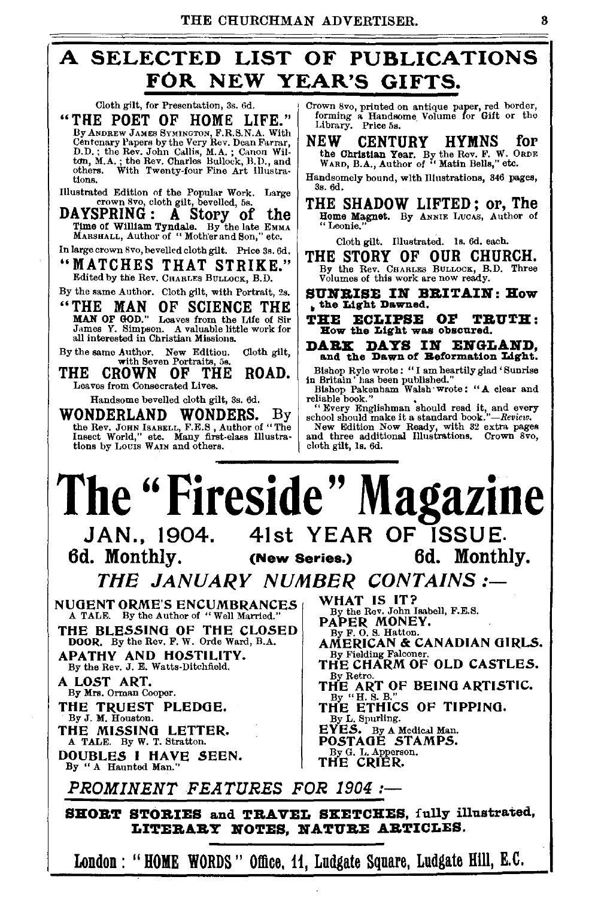# A SELECTED LIST OF PUBLICATIONS FOR NEW YEAR'S GIFTS.

Cloth gilt, for Presentation, 3s. 6d.

## "THE POET OF HOME LIFE."

By ANDREW JAMES SYMINGTON, F.R.S.N.A. With Centenary Papers by the Very Rev. Dean Farrar, D.D.; the Rev. John Callis, M.A.; Canon Wilton, M.A.; the Rev. Charles Bullock, B.D., and others. With Twenty-four Fine Art Illustrations.

Illustrated Edition of the Popular Work. Large crown 8vo, cloth gilt, bevelled, 5s.

## DAYSPRING: A Story of the Time of William Tyndale.

By the late EMMA MARSHALL, Author of "Mother and Son," etc.

In large crown 8vo, bevelled cloth gilt. Price 3s. 6d.

## "MATCHES THAT STRIKE."

Edited by the Rev. CHARLES BULLOCK, B.D.

By the same Author. Cloth gilt, with Portrait, 2s.

## "THE MAN OF SCIENCE THE MAN OF GOD."

Leaves from the Life of Sir James Y. Simpson. A valuable little work for all interested in Christian Missions.

By the same Author. New Edition. Cloth gilt, with Seven Portraits, 5s.

## THE CROWN OF THE ROAD.

Leaves from Consecrated Lives.

Handsome bevelled cloth gilt, 3s. 6d.

## WONDERLAND WONDERS.

By the Rev. JOHN ISABELL, F.E.S., Author of "The Insect World," etc. Many first-class Illustrations by LOUIS WAIN and others.

Crown 8vo, printed on antique paper, red border, forming a Handsome Volume for Gift or the Library. Price 5s.

## NEW CENTURY HYMNS for the Christian Year.

By the Rev. F. W. ORDE WARD, B.A., Author of "Matin Bells," etc.

Handsomely bound, with Illustrations, 346 pages, 3s. 6d.

## THE SHADOW LIFTED; or, The Home Magnet.

By ANNIE LUCAS, Author of "Leonie."

Cloth gilt. Illustrated. 1s. 6d. each.

## THE STORY OF OUR CHURCH.

By the Rev. CHARLES BULLOCK, B.D. Three Volumes of this work are now ready.

**SUNRISE IN BRITAIN: How the Light Dawned.**

**THE ECLIPSE OF TRUTH: How the Light was obscured.**

**DARK DAYS IN ENGLAND, and the Dawn of Reformation Light.**

Bishop Ryle wrote: "I am heartily glad 'Sunrise in Britain' has been published."

Bishop Pakenham Walsh wrote: "A clear and reliable book."

"Every Englishman should read it, and every school should make it a standard book."—*Review.*

New Edition Now Ready, with 32 extra pages and three additional Illustrations. Crown 8vo, cloth gilt, 1s. 6d.

# The "Fireside" Magazine

## JAN., 1904. 41st YEAR OF ISSUE.

**6d. Monthly.** (New Series.) **6d. Monthly.**

### *THE JANUARY NUMBER CONTAINS:—*

**NUGENT ORME'S ENCUMBRANCES.** A TALE. By the Author of "Well Married."

**THE BLESSING OF THE CLOSED DOOR.** By the Rev. F. W. Orde Ward, B.A.

**APATHY AND HOSTILITY.** By the Rev. J. E. Watts-Ditchfield.

**A LOST ART.** By Mrs. Orman Cooper.

**THE TRUEST PLEDGE.** By J. M. Houston.

**THE MISSING LETTER.** A TALE. By W. T. Stratton.

**DOUBLES I HAVE SEEN.** By "A Haunted Man."

**WHAT IS IT?** By the Rev. John Isabell, F.E.S.

**PAPER MONEY.** By F. O. S. Hatton.

**AMERICAN & CANADIAN GIRLS.** By Fielding Falconer.

**THE CHARM OF OLD CASTLES.** By Retro.

**THE ART OF BEING ARTISTIC.** By "H. S. B."

**THE ETHICS OF TIPPING.** By L. Spurling.

**EYES.** By A Medical Man.

**POSTAGE STAMPS.** By G. L. Apperson.

**THE CRIER.**

### *PROMINENT FEATURES FOR 1904:—*

**SHORT STORIES and TRAVEL SKETCHES, fully illustrated, LITERARY NOTES, NATURE ARTICLES.**

**London: "HOME WORDS" Office, 11, Ludgate Square, Ludgate Hill, E.C.**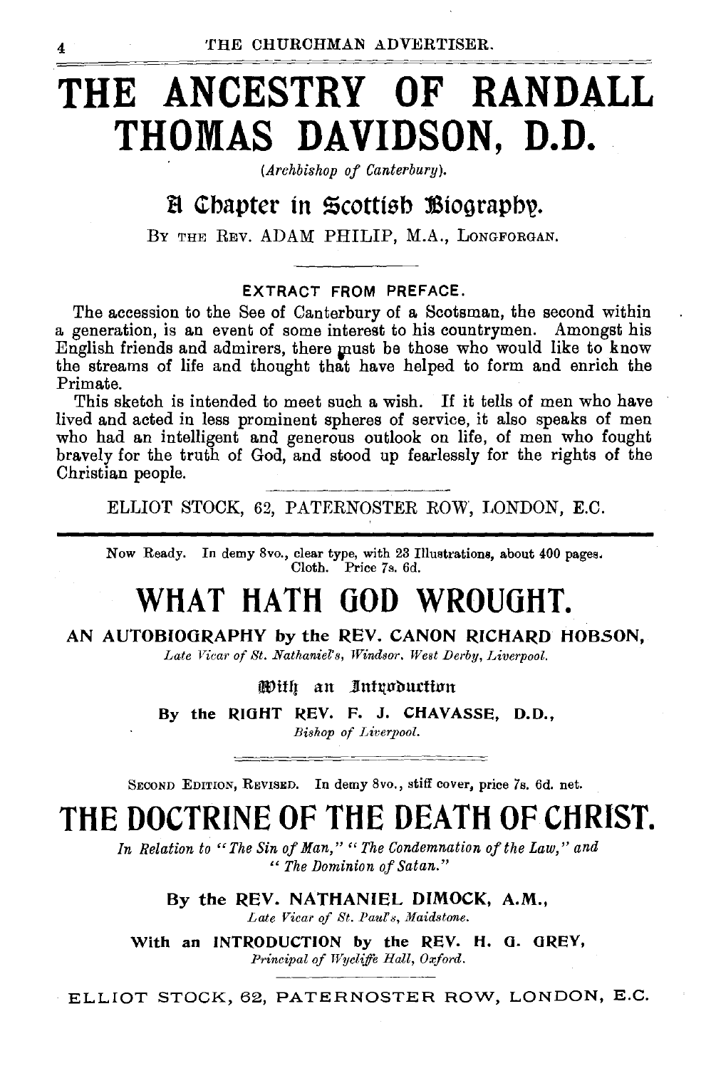# THE ANCESTRY OF RANDALL THOMAS DAVIDSON, D.D.

*(Archbishop of Canterbury).*

## A Chapter in Scottish Biography.

BY THE REV. ADAM PHILIP, M.A., LONGFORGAN.

EXTRACT FROM PREFACE.

The accession to the See of Canterbury of a Scotsman, the second within a generation, is an event of some interest to his countrymen. Amongst his English friends and admirers, there must be those who would like to know the streams of life and thought that have helped to form and enrich the Primate.

This sketch is intended to meet such a wish. If it tells of men who have lived and acted in less prominent spheres of service, it also speaks of men who had an intelligent and generous outlook on life, of men who fought bravely for the truth of God, and stood up fearlessly for the rights of the Christian people.

ELLIOT STOCK, 62, PATERNOSTER ROW, LONDON, E.C.

---

Now Ready. In demy 8vo., clear type, with 23 Illustrations, about 400 pages. Cloth. Price 7s. 6d.

# WHAT HATH GOD WROUGHT.

**AN AUTOBIOGRAPHY by the REV. CANON RICHARD HOBSON,**

*Late Vicar of St. Nathaniel's, Windsor, West Derby, Liverpool.*

With an Introduction

By the **RIGHT REV. F. J. CHAVASSE, D.D.,**

*Bishop of Liverpool.*

---

SECOND EDITION, REVISED. In demy 8vo., stiff cover, price 7s. 6d. net.

# THE DOCTRINE OF THE DEATH OF CHRIST.

*In Relation to "The Sin of Man," "The Condemnation of the Law," and "The Dominion of Satan."*

By the **REV. NATHANIEL DIMOCK, A.M.,**

*Late Vicar of St. Paul's, Maidstone.*

With an **INTRODUCTION by the REV. H. G. GREY,**

*Principal of Wycliffe Hall, Oxford.*

ELLIOT STOCK, 62, PATERNOSTER ROW, LONDON, E.C.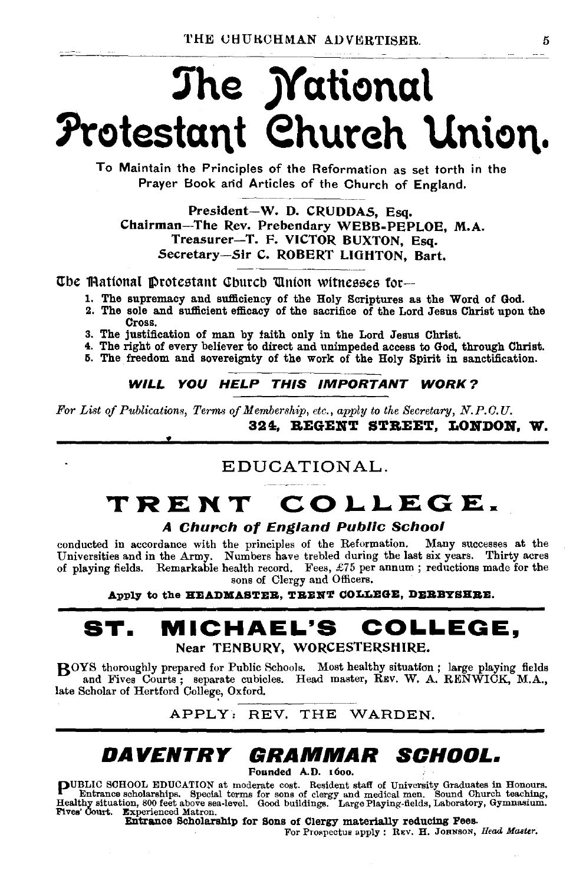# The National Protestant Church Union.

To Maintain the Principles of the Reformation as set forth in the Prayer Book and Articles of the Church of England.

President—W. D. CRUDDAS, Esq.
Chairman—The Rev. Prebendary WEBB-PEPLOE, M.A.
Treasurer—T. F. VICTOR BUXTON, Esq.
Secretary—Sir C. ROBERT LIGHTON, Bart.

The National Protestant Church Union witnesses for—

1. The supremacy and sufficiency of the Holy Scriptures as the Word of God.
2. The sole and sufficient efficacy of the sacrifice of the Lord Jesus Christ upon the Cross.
3. The justification of man by faith only in the Lord Jesus Christ.
4. The right of every believer to direct and unimpeded access to God, through Christ.
5. The freedom and sovereignty of the work of the Holy Spirit in sanctification.

***WILL YOU HELP THIS IMPORTANT WORK?***

*For List of Publications, Terms of Membership, etc., apply to the Secretary, N.P.C.U.*

**324, REGENT STREET, LONDON, W.**

## EDUCATIONAL.

# TRENT COLLEGE.

***A Church of England Public School***

conducted in accordance with the principles of the Reformation. Many successes at the Universities and in the Army. Numbers have trebled during the last six years. Thirty acres of playing fields. Remarkable health record. Fees, £75 per annum; reductions made for the sons of Clergy and Officers.

**Apply to the HEADMASTER, TRENT COLLEGE, DERBYSHIRE.**

# ST. MICHAEL'S COLLEGE,

**Near TENBURY, WORCESTERSHIRE.**

BOYS thoroughly prepared for Public Schools. Most healthy situation; large playing fields and Fives Courts; separate cubicles. Head master, REV. W. A. RENWICK, M.A., late Scholar of Hertford College, Oxford.

APPLY: REV. THE WARDEN.

# DAVENTRY GRAMMAR SCHOOL.

**Founded A.D. 1600.**

PUBLIC SCHOOL EDUCATION at moderate cost. Resident staff of University Graduates in Honours. Entrance scholarships. Special terms for sons of clergy and medical men. Sound Church teaching, Healthy situation, 800 feet above sea-level. Good buildings. Large Playing-fields, Laboratory, Gymnasium. Fives' Court. Experienced Matron.

**Entrance Scholarship for Sons of Clergy materially reducing Fees.**

For Prospectus apply: REV. H. JOHNSON, *Head Master.*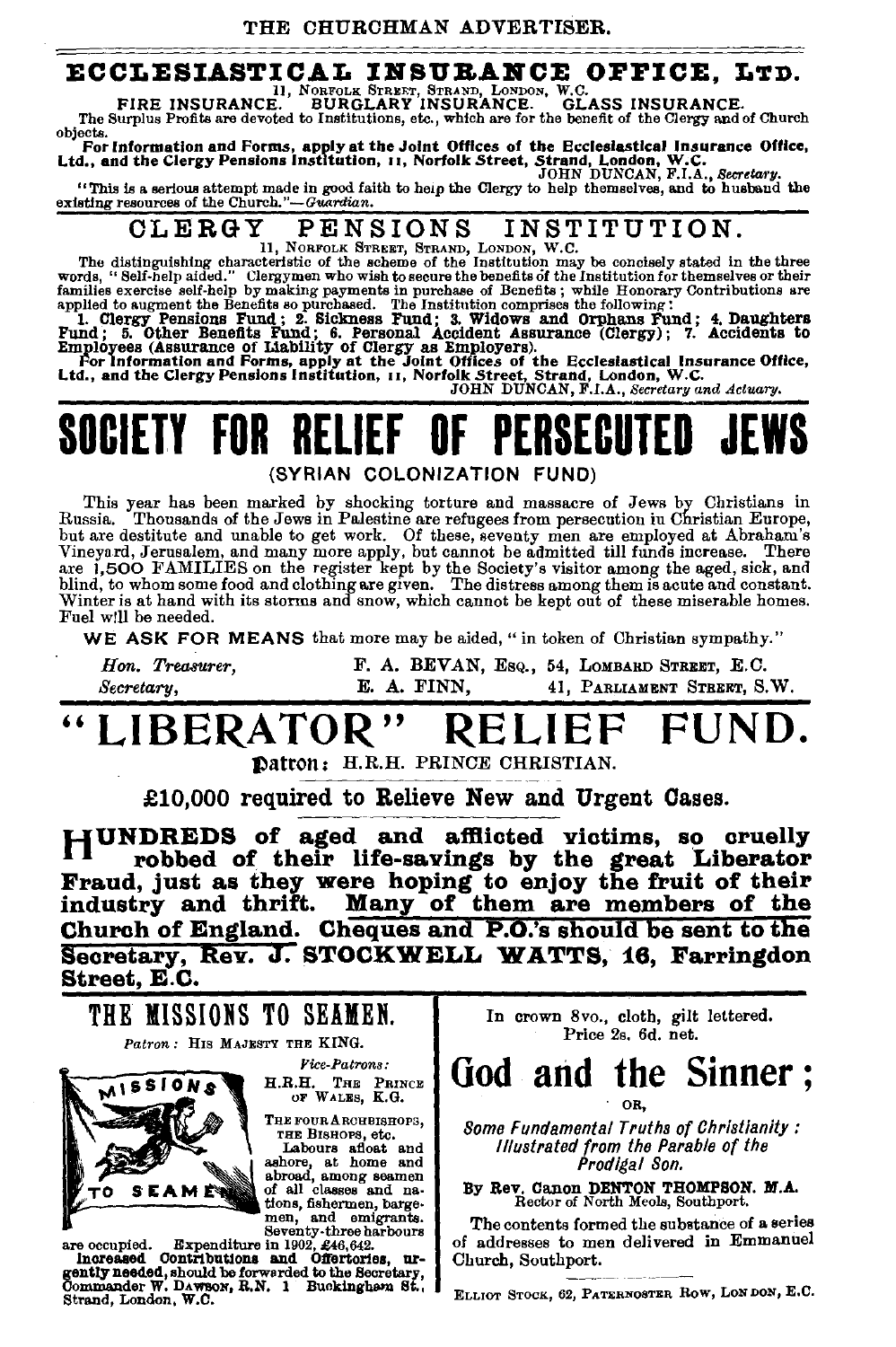# ECCLESIASTICAL INSURANCE OFFICE, LTD.

11, NORFOLK STREET, STRAND, LONDON, W.C.

FIRE INSURANCE. BURGLARY INSURANCE. GLASS INSURANCE.

The Surplus Profits are devoted to Institutions, etc., which are for the benefit of the Clergy and of Church objects.

**For Information and Forms, apply at the Joint Offices of the Ecclesiastical Insurance Office, Ltd., and the Clergy Pensions Institution, 11, Norfolk Street, Strand, London, W.C.**

JOHN DUNCAN, F.I.A., *Secretary.*

"This is a serious attempt made in good faith to help the Clergy to help themselves, and to husband the existing resources of the Church."—*Guardian.*

# CLERGY PENSIONS INSTITUTION.

11, NORFOLK STREET, STRAND, LONDON, W.C.

The distinguishing characteristic of the scheme of the Institution may be concisely stated in the three words, "Self-help aided." Clergymen who wish to secure the benefits of the Institution for themselves or their families exercise self-help by making payments in purchase of Benefits; while Honorary Contributions are applied to augment the Benefits so purchased. The Institution comprises the following:

**1. Clergy Pensions Fund; 2. Sickness Fund; 3. Widows and Orphans Fund; 4. Daughters Fund; 5. Other Benefits Fund; 6. Personal Accident Assurance (Clergy); 7. Accidents to Employees (Assurance of Liability of Clergy as Employers).**

**For Information and Forms, apply at the Joint Offices of the Ecclesiastical Insurance Office, Ltd., and the Clergy Pensions Institution, 11, Norfolk Street, Strand, London, W.C.**

JOHN DUNCAN, F.I.A., *Secretary and Actuary.*

# SOCIETY FOR RELIEF OF PERSECUTED JEWS

(SYRIAN COLONIZATION FUND)

This year has been marked by shocking torture and massacre of Jews by Christians in Russia. Thousands of the Jews in Palestine are refugees from persecution in Christian Europe, but are destitute and unable to get work. Of these, seventy men are employed at Abraham's Vineyard, Jerusalem, and many more apply, but cannot be admitted till funds increase. There are 1,500 FAMILIES on the register kept by the Society's visitor among the aged, sick, and blind, to whom some food and clothing are given. The distress among them is acute and constant. Winter is at hand with its storms and snow, which cannot be kept out of these miserable homes. Fuel will be needed.

**WE ASK FOR MEANS** that more may be aided, "in token of Christian sympathy."

| | | |
|---|---|---|
| *Hon. Treasurer,* | F. A. BEVAN, ESQ., 54, LOMBARD STREET, E.C. | |
| *Secretary,* | E. A. FINN, | 41, PARLIAMENT STREET, S.W. |

# "LIBERATOR" RELIEF FUND.

**Patron:** H.R.H. PRINCE CHRISTIAN.

**£10,000 required to Relieve New and Urgent Cases.**

**HUNDREDS of aged and afflicted victims, so cruelly robbed of their life-savings by the great Liberator Fraud, just as they were hoping to enjoy the fruit of their industry and thrift. Many of them are members of the Church of England. Cheques and P.O.'s should be sent to the Secretary, Rev. J. STOCKWELL WATTS, 16, Farringdon Street, E.C.**

# THE MISSIONS TO SEAMEN.

*Patron:* HIS MAJESTY THE KING.

*Vice-Patrons:* H.R.H. THE PRINCE OF WALES, K.G.

THE FOUR ARCHBISHOPS, THE BISHOPS, etc.

Labours afloat and ashore, at home and abroad, among seamen of all classes and nations, fishermen, bargemen, and emigrants. Seventy-three harbours are occupied. Expenditure in 1902, £46,642.

**Increased Contributions and Offertories, urgently needed,** should be forwarded to the Secretary, Commander W. DAWSON, R.N. 1 Buckingham St., Strand, London, W.C.

In crown 8vo., cloth, gilt lettered.
Price 2s. 6d. net.

# God and the Sinner;

OR,

*Some Fundamental Truths of Christianity: Illustrated from the Parable of the Prodigal Son.*

By Rev. Canon DENTON THOMPSON, M.A.
Rector of North Meols, Southport.

The contents formed the substance of a series of addresses to men delivered in Emmanuel Church, Southport.

ELLIOT STOCK, 62, PATERNOSTER ROW, LONDON, E.C.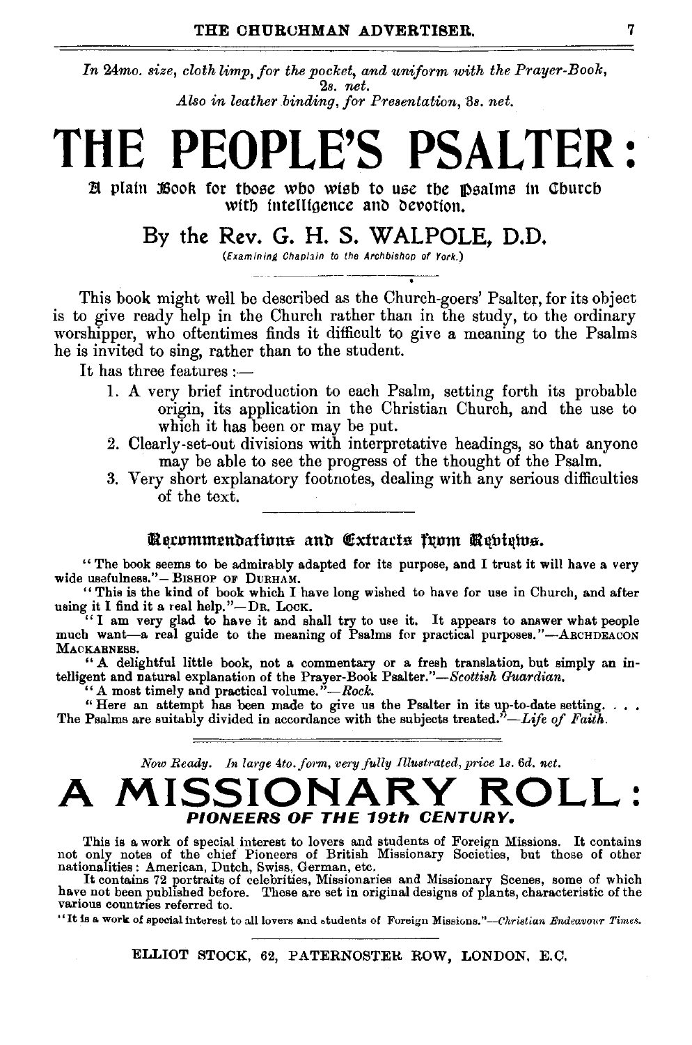*In 24mo. size, cloth limp, for the pocket, and uniform with the Prayer-Book,*
*2s. net.*
*Also in leather binding, for Presentation, 3s. net.*

# THE PEOPLE'S PSALTER:

## A plain Book for those who wish to use the Psalms in Church with intelligence and devotion.

## By the Rev. G. H. S. WALPOLE, D.D.

*(Examining Chaplain to the Archbishop of York.)*

This book might well be described as the Church-goers' Psalter, for its object is to give ready help in the Church rather than in the study, to the ordinary worshipper, who oftentimes finds it difficult to give a meaning to the Psalms he is invited to sing, rather than to the student.

It has three features :—

1. A very brief introduction to each Psalm, setting forth its probable origin, its application in the Christian Church, and the use to which it has been or may be put.
2. Clearly-set-out divisions with interpretative headings, so that anyone may be able to see the progress of the thought of the Psalm.
3. Very short explanatory footnotes, dealing with any serious difficulties of the text.

### Recommendations and Extracts from Reviews.

"The book seems to be admirably adapted for its purpose, and I trust it will have a very wide usefulness."—BISHOP OF DURHAM.

"This is the kind of book which I have long wished to have for use in Church, and after using it I find it a real help."—DR. LOCK.

"I am very glad to have it and shall try to use it. It appears to answer what people much want—a real guide to the meaning of Psalms for practical purposes."—ARCHDEACON MACKARNESS.

"A delightful little book, not a commentary or a fresh translation, but simply an intelligent and natural explanation of the Prayer-Book Psalter."—*Scottish Guardian.*

"A most timely and practical volume."—*Rock.*

"Here an attempt has been made to give us the Psalter in its up-to-date setting. . . . The Psalms are suitably divided in accordance with the subjects treated."—*Life of Faith.*

---

*Now Ready. In large 4to. form, very fully Illustrated, price 1s. 6d. net.*

# A MISSIONARY ROLL:

## *PIONEERS OF THE 19th CENTURY.*

This is a work of special interest to lovers and students of Foreign Missions. It contains not only notes of the chief Pioneers of British Missionary Societies, but those of other nationalities: American, Dutch, Swiss, German, etc.

It contains 72 portraits of celebrities, Missionaries and Missionary Scenes, some of which have not been published before. These are set in original designs of plants, characteristic of the various countries referred to.

"It is a work of special interest to all lovers and students of Foreign Missions."—*Christian Endeavour Times.*

ELLIOT STOCK, 62, PATERNOSTER ROW, LONDON, E.C.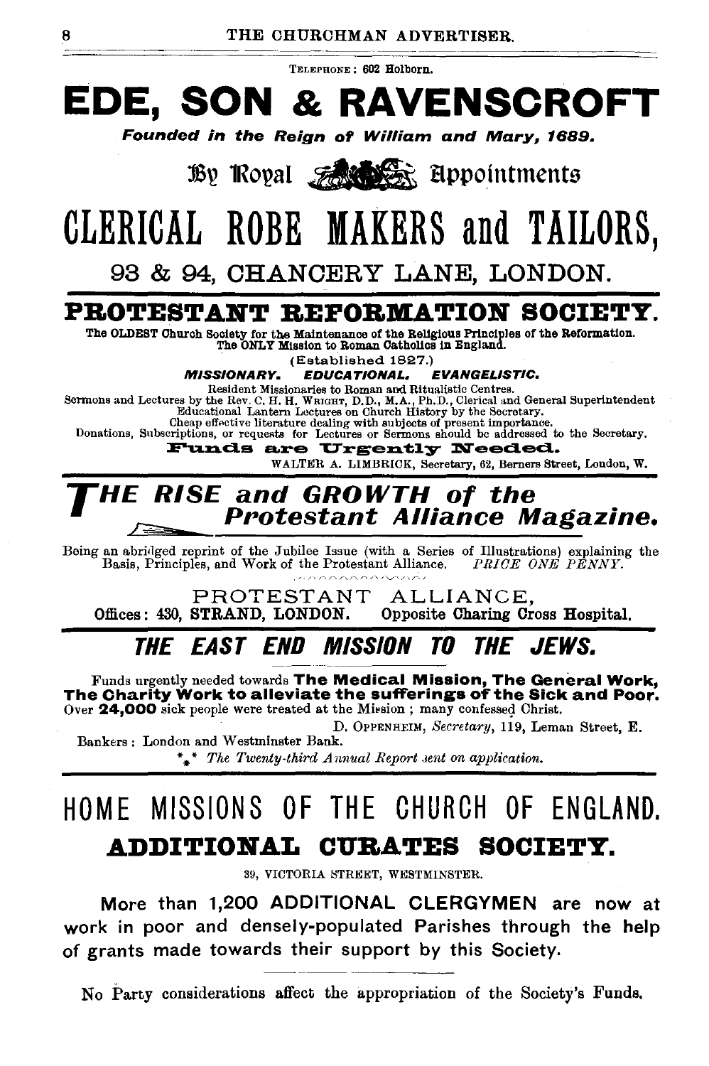TELEPHONE: 602 Holborn.

# EDE, SON & RAVENSCROFT

***Founded in the Reign of William and Mary, 1689.***

By Royal Appointments

# CLERICAL ROBE MAKERS and TAILORS,

## 93 & 94, CHANCERY LANE, LONDON.

# PROTESTANT REFORMATION SOCIETY.

**The OLDEST Church Society for the Maintenance of the Religious Principles of the Reformation. The ONLY Mission to Roman Catholics in England.**

(Established 1827.)

***MISSIONARY. EDUCATIONAL. EVANGELISTIC.***

Resident Missionaries to Roman and Ritualistic Centres.
Sermons and Lectures by the Rev. C. H. H. WRIGHT, D.D., M.A., Ph.D., Clerical and General Superintendent
Educational Lantern Lectures on Church History by the Secretary.
Cheap effective literature dealing with subjects of present importance.
Donations, Subscriptions, or requests for Lectures or Sermons should be addressed to the Secretary.

**Funds are Urgently Needed.**

WALTER A. LIMBRICK, Secretary, 62, Berners Street, London, W.

# *THE RISE and GROWTH of the Protestant Alliance Magazine.*

Being an abridged reprint of the Jubilee Issue (with a Series of Illustrations) explaining the Basis, Principles, and Work of the Protestant Alliance. *PRICE ONE PENNY.*

PROTESTANT ALLIANCE,
Offices: 430, **STRAND, LONDON.** Opposite Charing Cross Hospital.

# *THE EAST END MISSION TO THE JEWS.*

Funds urgently needed towards **The Medical Mission, The General Work, The Charity Work to alleviate the sufferings of the Sick and Poor.** Over **24,000** sick people were treated at the Mission; many confessed Christ.

D. OPPENHEIM, *Secretary*, 119, Leman Street, E.

Bankers: London and Westminster Bank.

\*\*\* *The Twenty-third Annual Report sent on application.*

# HOME MISSIONS OF THE CHURCH OF ENGLAND.

## ADDITIONAL CURATES SOCIETY.

39, VICTORIA STREET, WESTMINSTER.

More than 1,200 ADDITIONAL CLERGYMEN are now at work in poor and densely-populated Parishes through the help of grants made towards their support by this Society.

No Party considerations affect the appropriation of the Society's Funds.